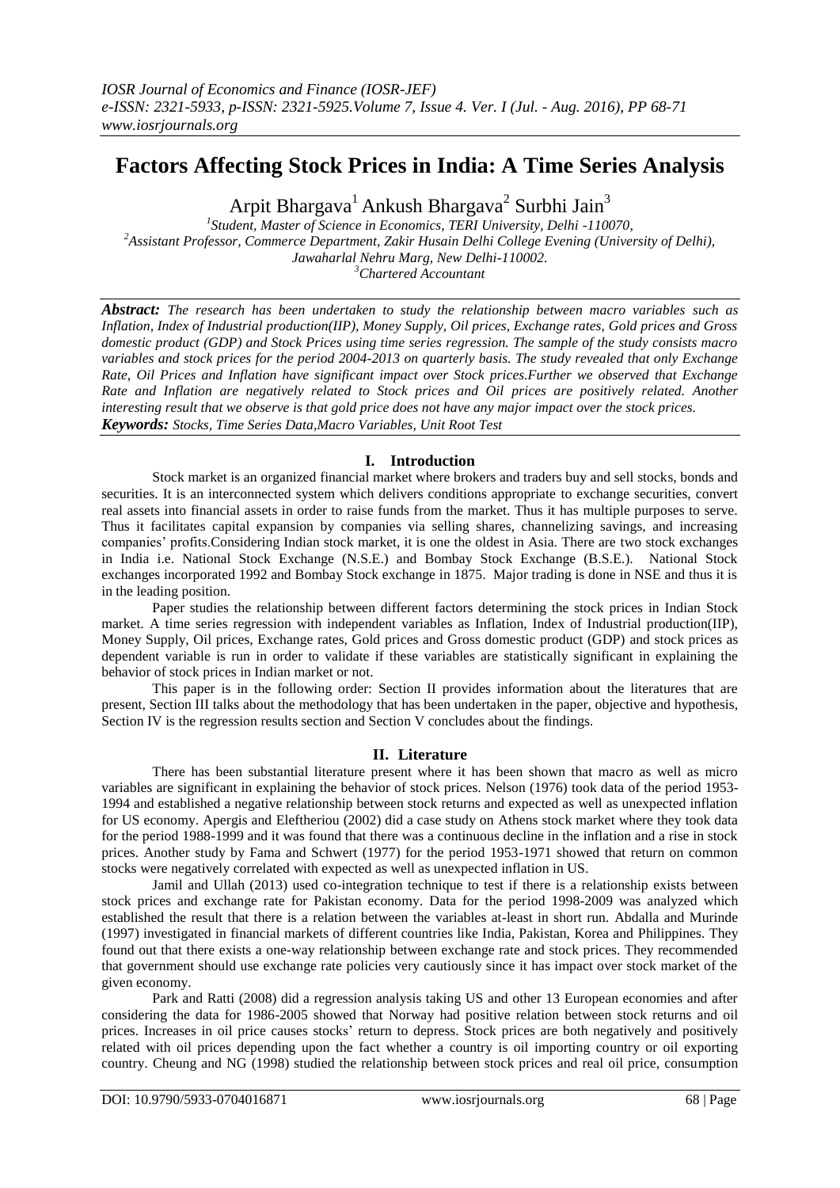# Factors Affecting Stock Prices in India: A Time Series Analysis

Arpit Bhargava[1] Ankush Bhargava[2] Surbhi Jain[3]

[1]Student, Master of Science in Economics, TERI University, Delhi -110070,
[2]Assistant Professor, Commerce Department, Zakir Husain Delhi College Evening (University of Delhi), Jawaharlal Nehru Marg, New Delhi-110002.
[3]Chartered Accountant

***Abstract:*** *The research has been undertaken to study the relationship between macro variables such as Inflation, Index of Industrial production(IIP), Money Supply, Oil prices, Exchange rates, Gold prices and Gross domestic product (GDP) and Stock Prices using time series regression. The sample of the study consists macro variables and stock prices for the period 2004-2013 on quarterly basis. The study revealed that only Exchange Rate, Oil Prices and Inflation have significant impact over Stock prices.Further we observed that Exchange Rate and Inflation are negatively related to Stock prices and Oil prices are positively related. Another interesting result that we observe is that gold price does not have any major impact over the stock prices.*

***Keywords:*** *Stocks, Time Series Data,Macro Variables, Unit Root Test*

## I. Introduction

Stock market is an organized financial market where brokers and traders buy and sell stocks, bonds and securities. It is an interconnected system which delivers conditions appropriate to exchange securities, convert real assets into financial assets in order to raise funds from the market. Thus it has multiple purposes to serve. Thus it facilitates capital expansion by companies via selling shares, channelizing savings, and increasing companies' profits.Considering Indian stock market, it is one the oldest in Asia. There are two stock exchanges in India i.e. National Stock Exchange (N.S.E.) and Bombay Stock Exchange (B.S.E.). National Stock exchanges incorporated 1992 and Bombay Stock exchange in 1875. Major trading is done in NSE and thus it is in the leading position.

Paper studies the relationship between different factors determining the stock prices in Indian Stock market. A time series regression with independent variables as Inflation, Index of Industrial production(IIP), Money Supply, Oil prices, Exchange rates, Gold prices and Gross domestic product (GDP) and stock prices as dependent variable is run in order to validate if these variables are statistically significant in explaining the behavior of stock prices in Indian market or not.

This paper is in the following order: Section II provides information about the literatures that are present, Section III talks about the methodology that has been undertaken in the paper, objective and hypothesis, Section IV is the regression results section and Section V concludes about the findings.

## II. Literature

There has been substantial literature present where it has been shown that macro as well as micro variables are significant in explaining the behavior of stock prices. Nelson (1976) took data of the period 1953-1994 and established a negative relationship between stock returns and expected as well as unexpected inflation for US economy. Apergis and Eleftheriou (2002) did a case study on Athens stock market where they took data for the period 1988-1999 and it was found that there was a continuous decline in the inflation and a rise in stock prices. Another study by Fama and Schwert (1977) for the period 1953-1971 showed that return on common stocks were negatively correlated with expected as well as unexpected inflation in US.

Jamil and Ullah (2013) used co-integration technique to test if there is a relationship exists between stock prices and exchange rate for Pakistan economy. Data for the period 1998-2009 was analyzed which established the result that there is a relation between the variables at-least in short run. Abdalla and Murinde (1997) investigated in financial markets of different countries like India, Pakistan, Korea and Philippines. They found out that there exists a one-way relationship between exchange rate and stock prices. They recommended that government should use exchange rate policies very cautiously since it has impact over stock market of the given economy.

Park and Ratti (2008) did a regression analysis taking US and other 13 European economies and after considering the data for 1986-2005 showed that Norway had positive relation between stock returns and oil prices. Increases in oil price causes stocks' return to depress. Stock prices are both negatively and positively related with oil prices depending upon the fact whether a country is oil importing country or oil exporting country. Cheung and NG (1998) studied the relationship between stock prices and real oil price, consumption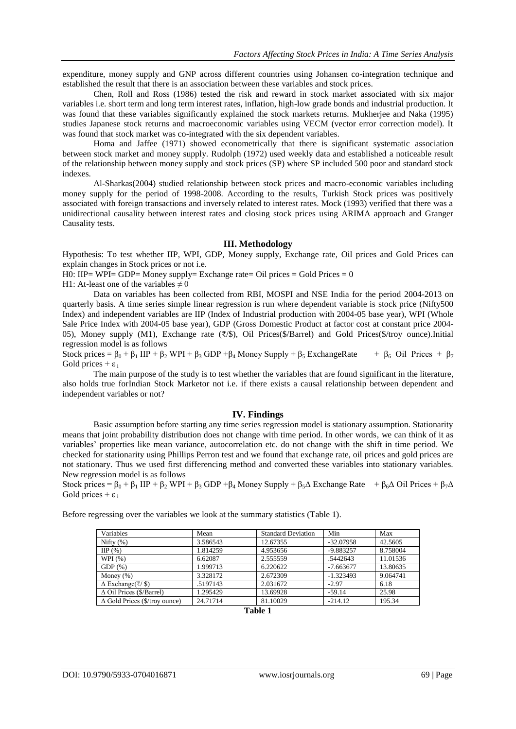expenditure, money supply and GNP across different countries using Johansen co-integration technique and established the result that there is an association between these variables and stock prices.

Chen, Roll and Ross (1986) tested the risk and reward in stock market associated with six major variables i.e. short term and long term interest rates, inflation, high-low grade bonds and industrial production. It was found that these variables significantly explained the stock markets returns. Mukherjee and Naka (1995) studies Japanese stock returns and macroeconomic variables using VECM (vector error correction model). It was found that stock market was co-integrated with the six dependent variables.

Homa and Jaffee (1971) showed econometrically that there is significant systematic association between stock market and money supply. Rudolph (1972) used weekly data and established a noticeable result of the relationship between money supply and stock prices (SP) where SP included 500 poor and standard stock indexes.

Al-Sharkas(2004) studied relationship between stock prices and macro-economic variables including money supply for the period of 1998-2008. According to the results, Turkish Stock prices was positively associated with foreign transactions and inversely related to interest rates. Mock (1993) verified that there was a unidirectional causality between interest rates and closing stock prices using ARIMA approach and Granger Causality tests.

## III. Methodology

Hypothesis: To test whether IIP, WPI, GDP, Money supply, Exchange rate, Oil prices and Gold Prices can explain changes in Stock prices or not i.e.

H0: IIP= WPI= GDP= Money supply= Exchange rate= Oil prices = Gold Prices = 0

H1: At-least one of the variables $\neq 0$

Data on variables has been collected from RBI, MOSPI and NSE India for the period 2004-2013 on quarterly basis. A time series simple linear regression is run where dependent variable is stock price (Nifty500 Index) and independent variables are IIP (Index of Industrial production with 2004-05 base year), WPI (Whole Sale Price Index with 2004-05 base year), GDP (Gross Domestic Product at factor cost at constant price 2004-05), Money supply (M1), Exchange rate (₹/$), Oil Prices($/Barrel) and Gold Prices($/troy ounce).Initial regression model is as follows

$$\text{Stock prices} = \beta_0 + \beta_1 \text{ IIP} + \beta_2 \text{ WPI} + \beta_3 \text{ GDP} + \beta_4 \text{ Money Supply} + \beta_5 \text{ ExchangeRate} + \beta_6 \text{ Oil Prices} + \beta_7 \text{ Gold prices} + \varepsilon_i$$

The main purpose of the study is to test whether the variables that are found significant in the literature, also holds true forIndian Stock Marketor not i.e. if there exists a causal relationship between dependent and independent variables or not?

## IV. Findings

Basic assumption before starting any time series regression model is stationary assumption. Stationarity means that joint probability distribution does not change with time period. In other words, we can think of it as variables' properties like mean variance, autocorrelation etc. do not change with the shift in time period. We checked for stationarity using Phillips Perron test and we found that exchange rate, oil prices and gold prices are not stationary. Thus we used first differencing method and converted these variables into stationary variables. New regression model is as follows

$$\text{Stock prices} = \beta_0 + \beta_1 \text{ IIP} + \beta_2 \text{ WPI} + \beta_3 \text{ GDP} + \beta_4 \text{ Money Supply} + \beta_5 \Delta \text{ Exchange Rate} + \beta_6 \Delta \text{ Oil Prices} + \beta_7 \Delta \text{ Gold prices} + \varepsilon_i$$

Before regressing over the variables we look at the summary statistics (Table 1).

| Variables | Mean | Standard Deviation | Min | Max |
|---|---|---|---|---|
| Nifty (%) | 3.586543 | 12.67355 | -32.07958 | 42.5605 |
| IIP (%) | 1.814259 | 4.953656 | -9.883257 | 8.758004 |
| WPI (%) | 6.62087 | 2.555559 | .5442643 | 11.01536 |
| GDP (%) | 1.999713 | 6.220622 | -7.663677 | 13.80635 |
| Money (%) | 3.328172 | 2.672309 | -1.323493 | 9.064741 |
| Δ Exchange(₹/ $) | .5197143 | 2.031672 | -2.97 | 6.18 |
| Δ Oil Prices ($/Barrel) | 1.295429 | 13.69928 | -59.14 | 25.98 |
| Δ Gold Prices ($/troy ounce) | 24.71714 | 81.10029 | -214.12 | 195.34 |

**Table 1**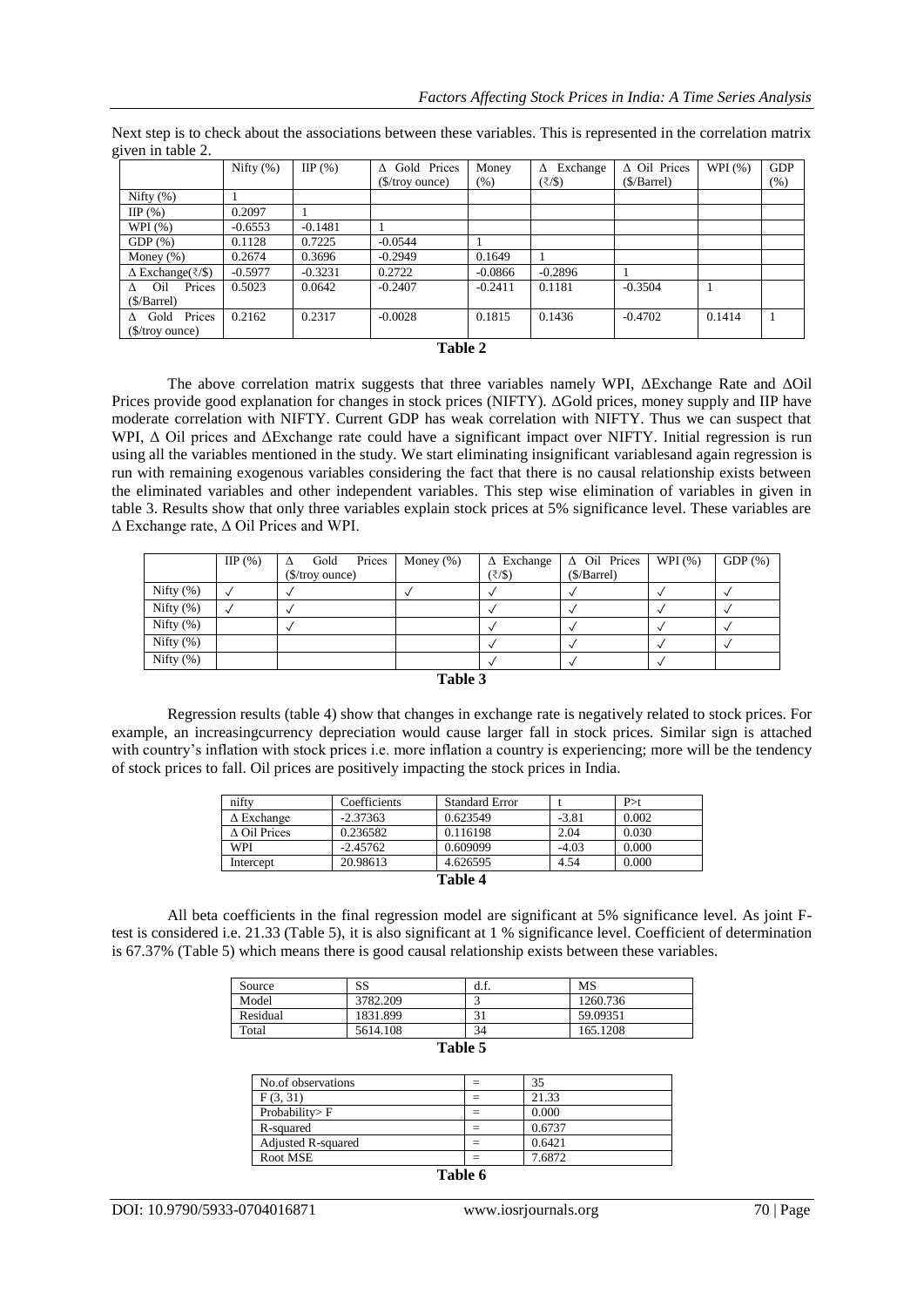Next step is to check about the associations between these variables. This is represented in the correlation matrix given in table 2.

| | Nifty (%) | IIP (%) | Δ Gold Prices ($/troy ounce) | Money (%) | Δ Exchange (₹/$) | Δ Oil Prices ($/Barrel) | WPI (%) | GDP (%) |
|---|---|---|---|---|---|---|---|---|
| Nifty (%) | 1 | | | | | | | |
| IIP (%) | 0.2097 | 1 | | | | | | |
| WPI (%) | -0.6553 | -0.1481 | 1 | | | | | |
| GDP (%) | 0.1128 | 0.7225 | -0.0544 | 1 | | | | |
| Money (%) | 0.2674 | 0.3696 | -0.2949 | 0.1649 | 1 | | | |
| Δ Exchange(₹/$) | -0.5977 | -0.3231 | 0.2722 | -0.0866 | -0.2896 | 1 | | |
| Δ Oil Prices ($/Barrel) | 0.5023 | 0.0642 | -0.2407 | -0.2411 | 0.1181 | -0.3504 | 1 | |
| Δ Gold Prices ($/troy ounce) | 0.2162 | 0.2317 | -0.0028 | 0.1815 | 0.1436 | -0.4702 | 0.1414 | 1 |

**Table 2**

The above correlation matrix suggests that three variables namely WPI, ΔExchange Rate and ΔOil Prices provide good explanation for changes in stock prices (NIFTY). ΔGold prices, money supply and IIP have moderate correlation with NIFTY. Current GDP has weak correlation with NIFTY. Thus we can suspect that WPI, Δ Oil prices and ΔExchange rate could have a significant impact over NIFTY. Initial regression is run using all the variables mentioned in the study. We start eliminating insignificant variablesand again regression is run with remaining exogenous variables considering the fact that there is no causal relationship exists between the eliminated variables and other independent variables. This step wise elimination of variables in given in table 3. Results show that only three variables explain stock prices at 5% significance level. These variables are Δ Exchange rate, Δ Oil Prices and WPI.

| | IIP (%) | Δ Gold Prices ($/troy ounce) | Money (%) | Δ Exchange (₹/$) | Δ Oil Prices ($/Barrel) | WPI (%) | GDP (%) |
|---|---|---|---|---|---|---|---|
| Nifty (%) | ✓ | ✓ | ✓ | ✓ | ✓ | ✓ | ✓ |
| Nifty (%) | ✓ | ✓ | | ✓ | ✓ | ✓ | ✓ |
| Nifty (%) | | ✓ | | ✓ | ✓ | ✓ | ✓ |
| Nifty (%) | | | | ✓ | ✓ | ✓ | ✓ |
| Nifty (%) | | | | ✓ | ✓ | ✓ | |

**Table 3**

Regression results (table 4) show that changes in exchange rate is negatively related to stock prices. For example, an increasingcurrency depreciation would cause larger fall in stock prices. Similar sign is attached with country's inflation with stock prices i.e. more inflation a country is experiencing; more will be the tendency of stock prices to fall. Oil prices are positively impacting the stock prices in India.

| nifty | Coefficients | Standard Error | t | P>t |
|---|---|---|---|---|
| Δ Exchange | -2.37363 | 0.623549 | -3.81 | 0.002 |
| Δ Oil Prices | 0.236582 | 0.116198 | 2.04 | 0.030 |
| WPI | -2.45762 | 0.609099 | -4.03 | 0.000 |
| Intercept | 20.98613 | 4.626595 | 4.54 | 0.000 |

**Table 4**

All beta coefficients in the final regression model are significant at 5% significance level. As joint F-test is considered i.e. 21.33 (Table 5), it is also significant at 1 % significance level. Coefficient of determination is 67.37% (Table 5) which means there is good causal relationship exists between these variables.

| Source | SS | d.f. | MS |
|---|---|---|---|
| Model | 3782.209 | 3 | 1260.736 |
| Residual | 1831.899 | 31 | 59.09351 |
| Total | 5614.108 | 34 | 165.1208 |

**Table 5**

| No.of observations | = | 35 |
|---|---|---|
| F (3, 31) | = | 21.33 |
| Probability> F | = | 0.000 |
| R-squared | = | 0.6737 |
| Adjusted R-squared | = | 0.6421 |
| Root MSE | = | 7.6872 |

**Table 6**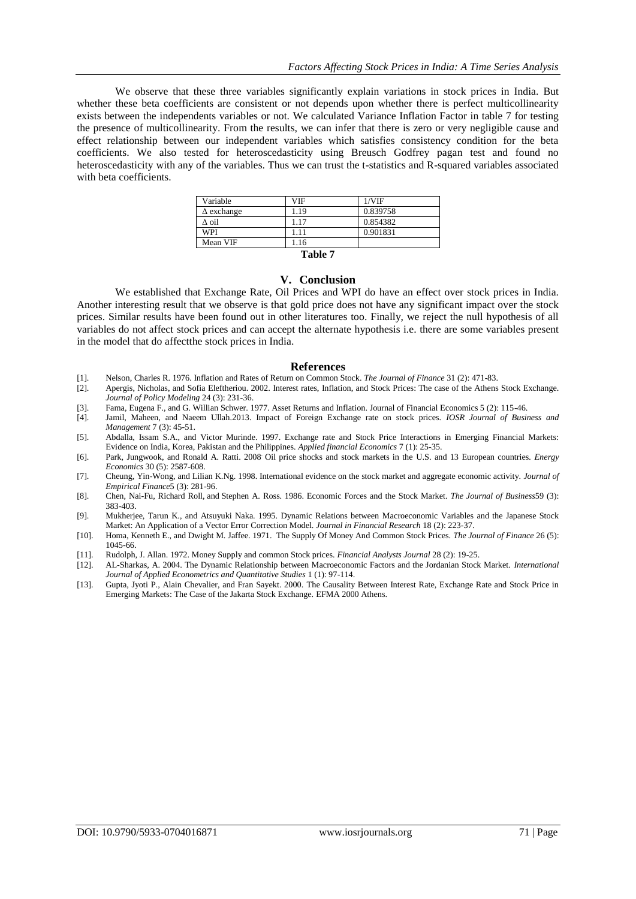We observe that these three variables significantly explain variations in stock prices in India. But whether these beta coefficients are consistent or not depends upon whether there is perfect multicollinearity exists between the independents variables or not. We calculated Variance Inflation Factor in table 7 for testing the presence of multicollinearity. From the results, we can infer that there is zero or very negligible cause and effect relationship between our independent variables which satisfies consistency condition for the beta coefficients. We also tested for heteroscedasticity using Breusch Godfrey pagan test and found no heteroscedasticity with any of the variables. Thus we can trust the t-statistics and R-squared variables associated with beta coefficients.

| Variable | VIF | 1/VIF |
|---|---|---|
| $\Delta$ exchange | 1.19 | 0.839758 |
| $\Delta$ oil | 1.17 | 0.854382 |
| WPI | 1.11 | 0.901831 |
| Mean VIF | 1.16 | |

**Table 7**

## V. Conclusion

We established that Exchange Rate, Oil Prices and WPI do have an effect over stock prices in India. Another interesting result that we observe is that gold price does not have any significant impact over the stock prices. Similar results have been found out in other literatures too. Finally, we reject the null hypothesis of all variables do not affect stock prices and can accept the alternate hypothesis i.e. there are some variables present in the model that do affectthe stock prices in India.

## References

[1]. Nelson, Charles R. 1976. Inflation and Rates of Return on Common Stock. *The Journal of Finance* 31 (2): 471-83.

[2]. Apergis, Nicholas, and Sofia Eleftheriou. 2002. Interest rates, Inflation, and Stock Prices: The case of the Athens Stock Exchange. *Journal of Policy Modeling* 24 (3): 231-36.

[3]. Fama, Eugena F., and G. Willian Schwer. 1977. Asset Returns and Inflation. Journal of Financial Economics 5 (2): 115-46.

[4]. Jamil, Maheen, and Naeem Ullah.2013. Impact of Foreign Exchange rate on stock prices. *IOSR Journal of Business and Management* 7 (3): 45-51.

[5]. Abdalla, Issam S.A., and Victor Murinde. 1997. Exchange rate and Stock Price Interactions in Emerging Financial Markets: Evidence on India, Korea, Pakistan and the Philippines. *Applied financial Economics* 7 (1): 25-35.

[6]. Park, Jungwook, and Ronald A. Ratti. 2008. Oil price shocks and stock markets in the U.S. and 13 European countries. *Energy Economics* 30 (5): 2587-608.

[7]. Cheung, Yin-Wong, and Lilian K.Ng. 1998. International evidence on the stock market and aggregate economic activity. *Journal of Empirical Finance*5 (3): 281-96.

[8]. Chen, Nai-Fu, Richard Roll, and Stephen A. Ross. 1986. Economic Forces and the Stock Market. *The Journal of Business*59 (3): 383-403.

[9]. Mukherjee, Tarun K., and Atsuyuki Naka. 1995. Dynamic Relations between Macroeconomic Variables and the Japanese Stock Market: An Application of a Vector Error Correction Model. *Journal in Financial Research* 18 (2): 223-37.

[10]. Homa, Kenneth E., and Dwight M. Jaffee. 1971. The Supply Of Money And Common Stock Prices. *The Journal of Finance* 26 (5): 1045-66.

[11]. Rudolph, J. Allan. 1972. Money Supply and common Stock prices. *Financial Analysts Journal* 28 (2): 19-25.

[12]. AL-Sharkas, A. 2004. The Dynamic Relationship between Macroeconomic Factors and the Jordanian Stock Market. *International Journal of Applied Econometrics and Quantitative Studies* 1 (1): 97-114.

[13]. Gupta, Jyoti P., Alain Chevalier, and Fran Sayekt. 2000. The Causality Between Interest Rate, Exchange Rate and Stock Price in Emerging Markets: The Case of the Jakarta Stock Exchange. EFMA 2000 Athens.